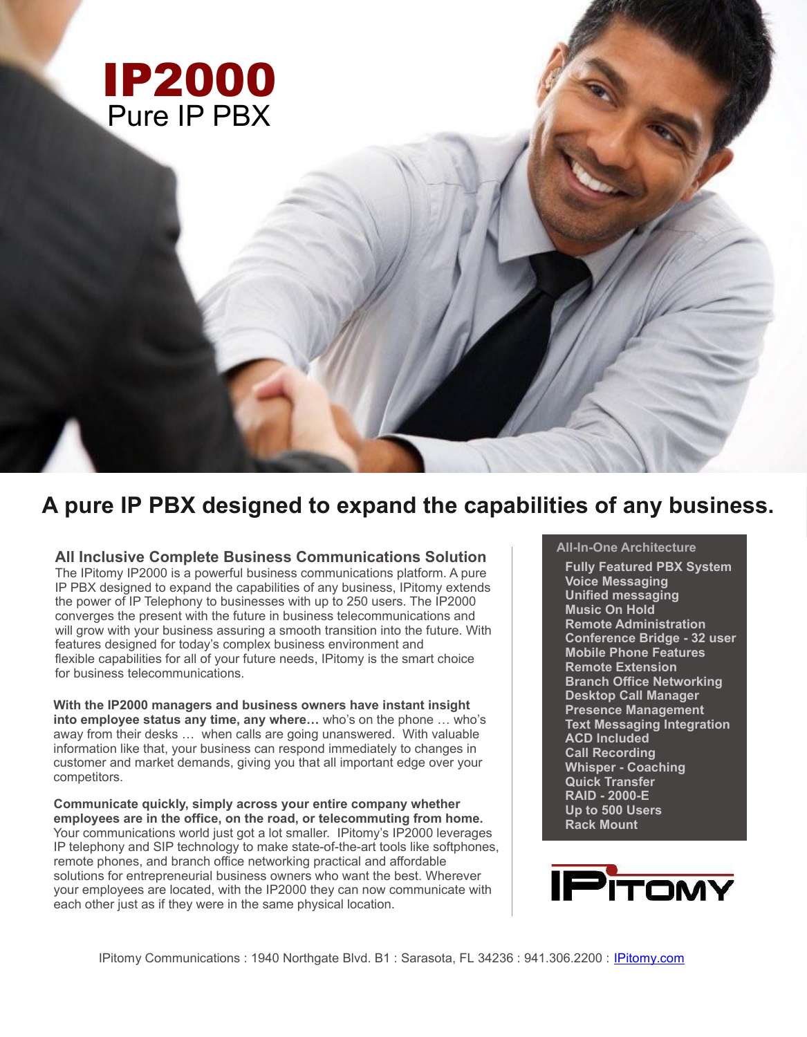# IP2000

Pure IP PBX

## A pure IP PBX designed to expand the capabilities of any business.

### All Inclusive Complete Business Communications Solution

The IPitomy IP2000 is a powerful business communications platform. A pure IP PBX designed to expand the capabilities of any business, IPitomy extends the power of IP Telephony to businesses with up to 250 users. The IP2000 converges the present with the future in business telecommunications and will grow with your business assuring a smooth transition into the future. With features designed for today's complex business environment and flexible capabilities for all of your future needs, IPitomy is the smart choice for business telecommunications.

**With the IP2000 managers and business owners have instant insight into employee status any time, any where…** who's on the phone … who's away from their desks … when calls are going unanswered. With valuable information like that, your business can respond immediately to changes in customer and market demands, giving you that all important edge over your competitors.

**Communicate quickly, simply across your entire company whether employees are in the office, on the road, or telecommuting from home.** Your communications world just got a lot smaller. IPitomy's IP2000 leverages IP telephony and SIP technology to make state-of-the-art tools like softphones, remote phones, and branch office networking practical and affordable solutions for entrepreneurial business owners who want the best. Wherever your employees are located, with the IP2000 they can now communicate with each other just as if they were in the same physical location.

### All-In-One Architecture

- **Fully Featured PBX System**
- **Voice Messaging**
- **Unified messaging**
- **Music On Hold**
- **Remote Administration**
- **Conference Bridge - 32 user**
- **Mobile Phone Features**
- **Remote Extension**
- **Branch Office Networking**
- **Desktop Call Manager**
- **Presence Management**
- **Text Messaging Integration**
- **ACD Included**
- **Call Recording**
- **Whisper - Coaching**
- **Quick Transfer**
- **RAID - 2000-E**
- **Up to 500 Users**
- **Rack Mount**

IPITOMY

IPitomy Communications : 1940 Northgate Blvd. B1 : Sarasota, FL 34236 : 941.306.2200 : IPitomy.com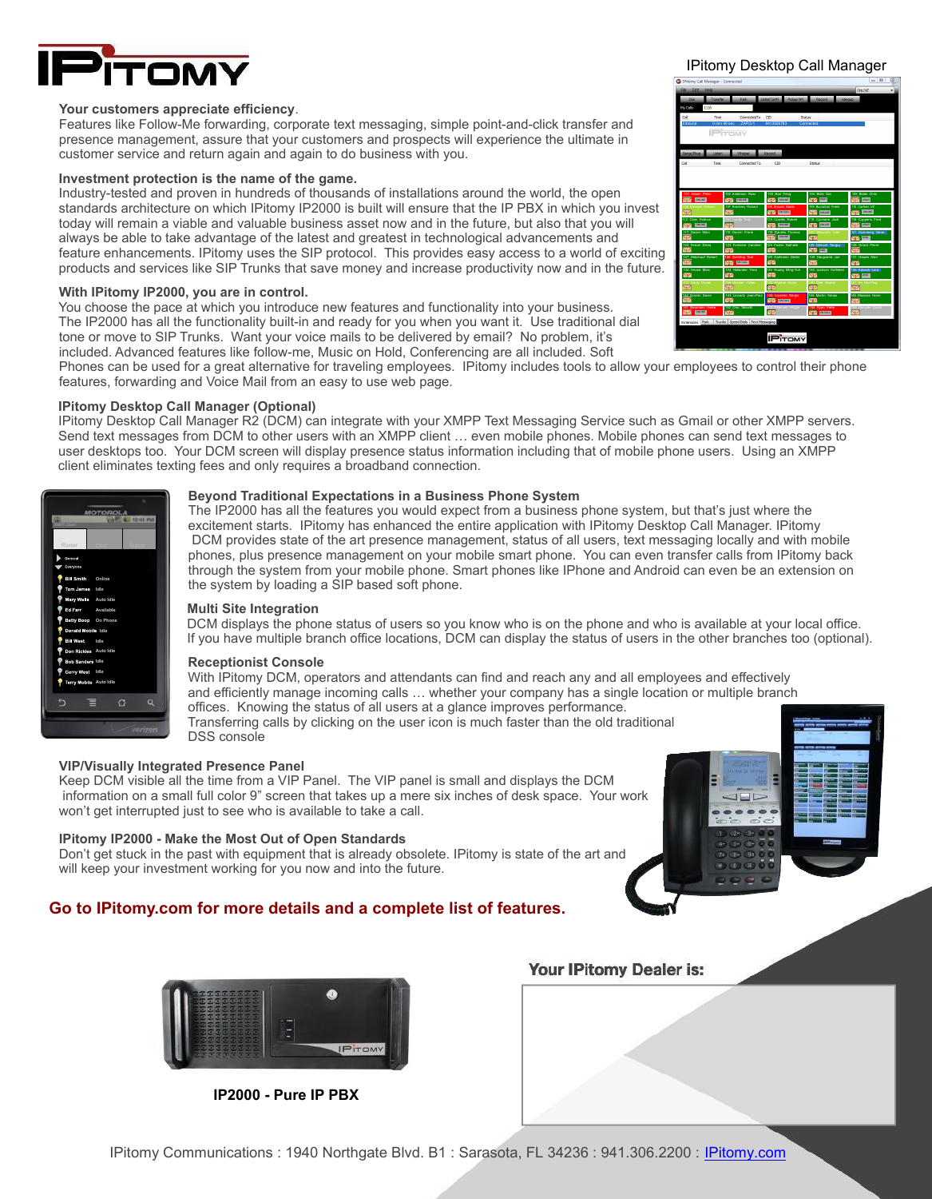IPitomy Desktop Call Manager

**Your customers appreciate efficiency**.
Features like Follow-Me forwarding, corporate text messaging, simple point-and-click transfer and presence management, assure that your customers and prospects will experience the ultimate in customer service and return again and again to do business with you.

**Investment protection is the name of the game.**
Industry-tested and proven in hundreds of thousands of installations around the world, the open standards architecture on which IPitomy IP2000 is built will ensure that the IP PBX in which you invest today will remain a viable and valuable business asset now and in the future, but also that you will always be able to take advantage of the latest and greatest in technological advancements and feature enhancements. IPitomy uses the SIP protocol. This provides easy access to a world of exciting products and services like SIP Trunks that save money and increase productivity now and in the future.

**With IPitomy IP2000, you are in control.**
You choose the pace at which you introduce new features and functionality into your business. The IP2000 has all the functionality built-in and ready for you when you want it. Use traditional dial tone or move to SIP Trunks. Want your voice mails to be delivered by email? No problem, it's included. Advanced features like follow-me, Music on Hold, Conferencing are all included. Soft Phones can be used for a great alternative for traveling employees. IPitomy includes tools to allow your employees to control their phone features, forwarding and Voice Mail from an easy to use web page.

**IPitomy Desktop Call Manager (Optional)**
IPitomy Desktop Call Manager R2 (DCM) can integrate with your XMPP Text Messaging Service such as Gmail or other XMPP servers. Send text messages from DCM to other users with an XMPP client … even mobile phones. Mobile phones can send text messages to user desktops too. Your DCM screen will display presence status information including that of mobile phone users. Using an XMPP client eliminates texting fees and only requires a broadband connection.

**Beyond Traditional Expectations in a Business Phone System**
The IP2000 has all the features you would expect from a business phone system, but that's just where the excitement starts. IPitomy has enhanced the entire application with IPitomy Desktop Call Manager. IPitomy DCM provides state of the art presence management, status of all users, text messaging locally and with mobile phones, plus presence management on your mobile smart phone. You can even transfer calls from IPitomy back through the system from your mobile phone. Smart phones like IPhone and Android can even be an extension on the system by loading a SIP based soft phone.

**Multi Site Integration**
DCM displays the phone status of users so you know who is on the phone and who is available at your local office. If you have multiple branch office locations, DCM can display the status of users in the other branches too (optional).

**Receptionist Console**
With IPitomy DCM, operators and attendants can find and reach any and all employees and effectively and efficiently manage incoming calls … whether your company has a single location or multiple branch offices. Knowing the status of all users at a glance improves performance. Transferring calls by clicking on the user icon is much faster than the old traditional DSS console

**VIP/Visually Integrated Presence Panel**
Keep DCM visible all the time from a VIP Panel. The VIP panel is small and displays the DCM information on a small full color 9" screen that takes up a mere six inches of desk space. Your work won't get interrupted just to see who is available to take a call.

**IPitomy IP2000 - Make the Most Out of Open Standards**
Don't get stuck in the past with equipment that is already obsolete. IPitomy is state of the art and will keep your investment working for you now and into the future.

**Go to IPitomy.com for more details and a complete list of features.**

**IP2000 - Pure IP PBX**

**Your IPitomy Dealer is:**

IPitomy Communications : 1940 Northgate Blvd. B1 : Sarasota, FL 34236 : 941.306.2200 : IPitomy.com